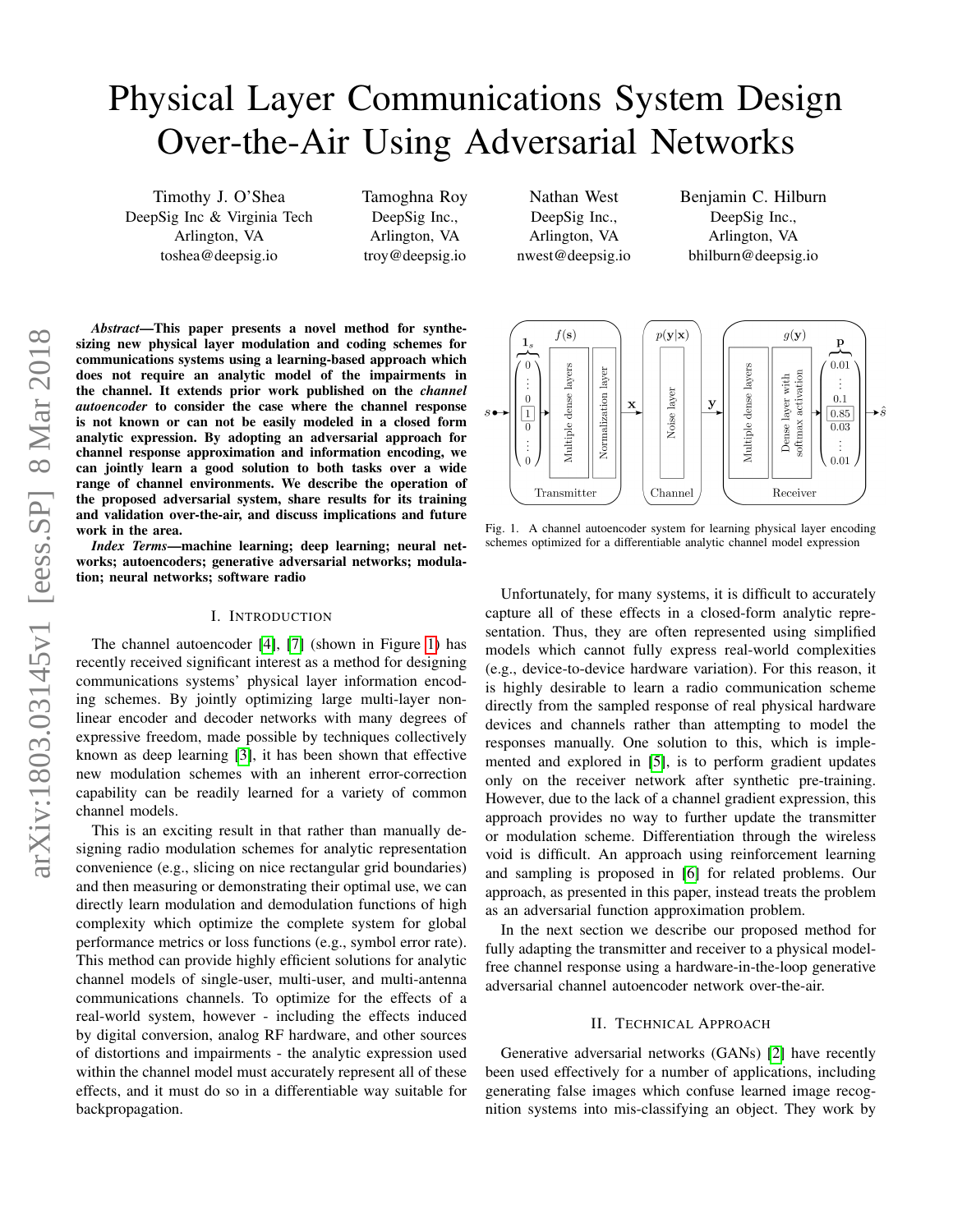# Physical Layer Communications System Design Over-the-Air Using Adversarial Networks

Timothy J. O'Shea
DeepSig Inc & Virginia Tech
Arlington, VA
toshea@deepsig.io

Tamoghna Roy
DeepSig Inc.,
Arlington, VA
troy@deepsig.io

Nathan West
DeepSig Inc.,
Arlington, VA
nwest@deepsig.io

Benjamin C. Hilburn
DeepSig Inc.,
Arlington, VA
bhilburn@deepsig.io

***Abstract*—This paper presents a novel method for synthesizing new physical layer modulation and coding schemes for communications systems using a learning-based approach which does not require an analytic model of the impairments in the channel. It extends prior work published on the *channel autoencoder* to consider the case where the channel response is not known or can not be easily modeled in a closed form analytic expression. By adopting an adversarial approach for channel response approximation and information encoding, we can jointly learn a good solution to both tasks over a wide range of channel environments. We describe the operation of the proposed adversarial system, share results for its training and validation over-the-air, and discuss implications and future work in the area.**

***Index Terms*—machine learning; deep learning; neural networks; autoencoders; generative adversarial networks; modulation; neural networks; software radio**

## I. Introduction

The channel autoencoder [4], [7] (shown in Figure 1) has recently received significant interest as a method for designing communications systems' physical layer information encoding schemes. By jointly optimizing large multi-layer nonlinear encoder and decoder networks with many degrees of expressive freedom, made possible by techniques collectively known as deep learning [3], it has been shown that effective new modulation schemes with an inherent error-correction capability can be readily learned for a variety of common channel models.

This is an exciting result in that rather than manually designing radio modulation schemes for analytic representation convenience (e.g., slicing on nice rectangular grid boundaries) and then measuring or demonstrating their optimal use, we can directly learn modulation and demodulation functions of high complexity which optimize the complete system for global performance metrics or loss functions (e.g., symbol error rate). This method can provide highly efficient solutions for analytic channel models of single-user, multi-user, and multi-antenna communications channels. To optimize for the effects of a real-world system, however - including the effects induced by digital conversion, analog RF hardware, and other sources of distortions and impairments - the analytic expression used within the channel model must accurately represent all of these effects, and it must do so in a differentiable way suitable for backpropagation.

Fig. 1. A channel autoencoder system for learning physical layer encoding schemes optimized for a differentiable analytic channel model expression

Unfortunately, for many systems, it is difficult to accurately capture all of these effects in a closed-form analytic representation. Thus, they are often represented using simplified models which cannot fully express real-world complexities (e.g., device-to-device hardware variation). For this reason, it is highly desirable to learn a radio communication scheme directly from the sampled response of real physical hardware devices and channels rather than attempting to model the responses manually. One solution to this, which is implemented and explored in [5], is to perform gradient updates only on the receiver network after synthetic pre-training. However, due to the lack of a channel gradient expression, this approach provides no way to further update the transmitter or modulation scheme. Differentiation through the wireless void is difficult. An approach using reinforcement learning and sampling is proposed in [6] for related problems. Our approach, as presented in this paper, instead treats the problem as an adversarial function approximation problem.

In the next section we describe our proposed method for fully adapting the transmitter and receiver to a physical model-free channel response using a hardware-in-the-loop generative adversarial channel autoencoder network over-the-air.

## II. Technical Approach

Generative adversarial networks (GANs) [2] have recently been used effectively for a number of applications, including generating false images which confuse learned image recognition systems into mis-classifying an object. They work by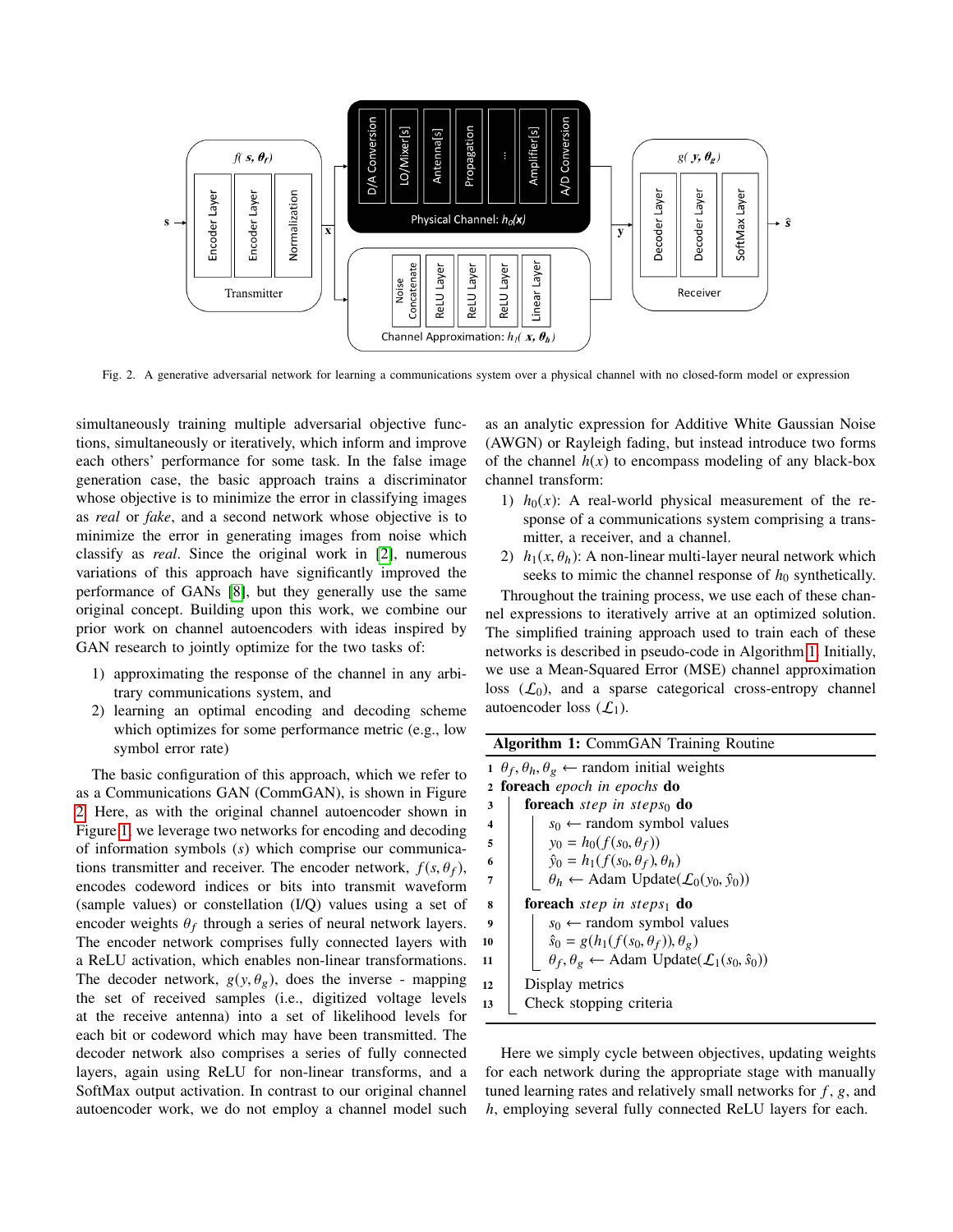Fig. 2. A generative adversarial network for learning a communications system over a physical channel with no closed-form model or expression

simultaneously training multiple adversarial objective functions, simultaneously or iteratively, which inform and improve each others' performance for some task. In the false image generation case, the basic approach trains a discriminator whose objective is to minimize the error in classifying images as *real* or *fake*, and a second network whose objective is to minimize the error in generating images from noise which classify as *real*. Since the original work in [2], numerous variations of this approach have significantly improved the performance of GANs [8], but they generally use the same original concept. Building upon this work, we combine our prior work on channel autoencoders with ideas inspired by GAN research to jointly optimize for the two tasks of:

1) approximating the response of the channel in any arbitrary communications system, and
2) learning an optimal encoding and decoding scheme which optimizes for some performance metric (e.g., low symbol error rate)

The basic configuration of this approach, which we refer to as a Communications GAN (CommGAN), is shown in Figure 2. Here, as with the original channel autoencoder shown in Figure 1, we leverage two networks for encoding and decoding of information symbols ($s$) which comprise our communications transmitter and receiver. The encoder network, $f(s, \theta_f)$, encodes codeword indices or bits into transmit waveform (sample values) or constellation (I/Q) values using a set of encoder weights $\theta_f$ through a series of neural network layers. The encoder network comprises fully connected layers with a ReLU activation, which enables non-linear transformations. The decoder network, $g(y, \theta_g)$, does the inverse - mapping the set of received samples (i.e., digitized voltage levels at the receive antenna) into a set of likelihood levels for each bit or codeword which may have been transmitted. The decoder network also comprises a series of fully connected layers, again using ReLU for non-linear transforms, and a SoftMax output activation. In contrast to our original channel autoencoder work, we do not employ a channel model such as an analytic expression for Additive White Gaussian Noise (AWGN) or Rayleigh fading, but instead introduce two forms of the channel $h(x)$ to encompass modeling of any black-box channel transform:

1) $h_0(x)$: A real-world physical measurement of the response of a communications system comprising a transmitter, a receiver, and a channel.
2) $h_1(x, \theta_h)$: A non-linear multi-layer neural network which seeks to mimic the channel response of $h_0$ synthetically.

Throughout the training process, we use each of these channel expressions to iteratively arrive at an optimized solution. The simplified training approach used to train each of these networks is described in pseudo-code in Algorithm 1. Initially, we use a Mean-Squared Error (MSE) channel approximation loss ($\mathcal{L}_0$), and a sparse categorical cross-entropy channel autoencoder loss ($\mathcal{L}_1$).

**Algorithm 1:** CommGAN Training Routine

```
1  θ_f, θ_h, θ_g ← random initial weights
2  foreach epoch in epochs do
3      foreach step in steps_0 do
4          s_0 ← random symbol values
5          y_0 = h_0(f(s_0, θ_f))
6          ŷ_0 = h_1(f(s_0, θ_f), θ_h)
7          θ_h ← Adam Update(L_0(y_0, ŷ_0))
8      foreach step in steps_1 do
9          s_0 ← random symbol values
10         ŝ_0 = g(h_1(f(s_0, θ_f)), θ_g)
11         θ_f, θ_g ← Adam Update(L_1(s_0, ŝ_0))
12     Display metrics
13     Check stopping criteria
```

Here we simply cycle between objectives, updating weights for each network during the appropriate stage with manually tuned learning rates and relatively small networks for $f$, $g$, and $h$, employing several fully connected ReLU layers for each.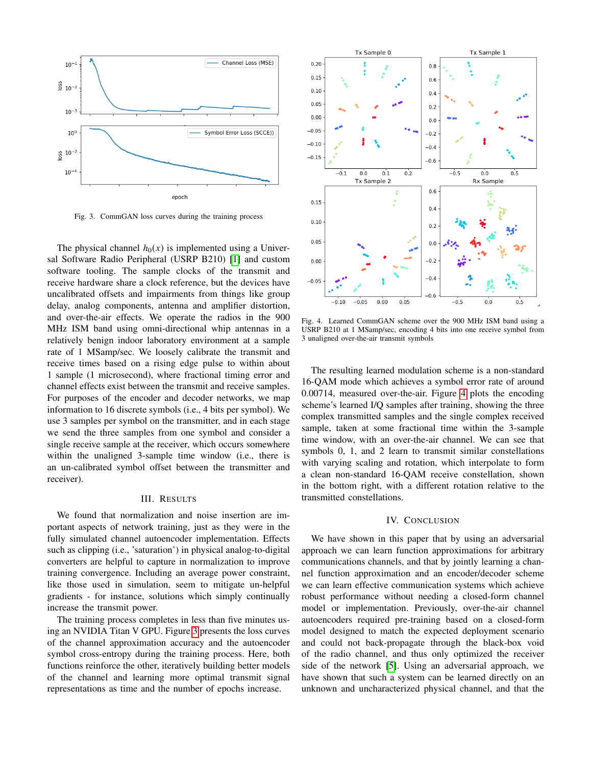Fig. 3. CommGAN loss curves during the training process

The physical channel $h_0(x)$ is implemented using a Universal Software Radio Peripheral (USRP B210) [1] and custom software tooling. The sample clocks of the transmit and receive hardware share a clock reference, but the devices have uncalibrated offsets and impairments from things like group delay, analog components, antenna and amplifier distortion, and over-the-air effects. We operate the radios in the 900 MHz ISM band using omni-directional whip antennas in a relatively benign indoor laboratory environment at a sample rate of 1 MSamp/sec. We loosely calibrate the transmit and receive times based on a rising edge pulse to within about 1 sample (1 microsecond), where fractional timing error and channel effects exist between the transmit and receive samples. For purposes of the encoder and decoder networks, we map information to 16 discrete symbols (i.e., 4 bits per symbol). We use 3 samples per symbol on the transmitter, and in each stage we send the three samples from one symbol and consider a single receive sample at the receiver, which occurs somewhere within the unaligned 3-sample time window (i.e., there is an un-calibrated symbol offset between the transmitter and receiver).

## III. Results

We found that normalization and noise insertion are important aspects of network training, just as they were in the fully simulated channel autoencoder implementation. Effects such as clipping (i.e., 'saturation') in physical analog-to-digital converters are helpful to capture in normalization to improve training convergence. Including an average power constraint, like those used in simulation, seem to mitigate un-helpful gradients - for instance, solutions which simply continually increase the transmit power.

The training process completes in less than five minutes using an NVIDIA Titan V GPU. Figure 3 presents the loss curves of the channel approximation accuracy and the autoencoder symbol cross-entropy during the training process. Here, both functions reinforce the other, iteratively building better models of the channel and learning more optimal transmit signal representations as time and the number of epochs increase.

Fig. 4. Learned CommGAN scheme over the 900 MHz ISM band using a USRP B210 at 1 MSamp/sec, encoding 4 bits into one receive symbol from 3 unaligned over-the-air transmit symbols

The resulting learned modulation scheme is a non-standard 16-QAM mode which achieves a symbol error rate of around 0.00714, measured over-the-air. Figure 4 plots the encoding scheme's learned I/Q samples after training, showing the three complex transmitted samples and the single complex received sample, taken at some fractional time within the 3-sample time window, with an over-the-air channel. We can see that symbols 0, 1, and 2 learn to transmit similar constellations with varying scaling and rotation, which interpolate to form a clean non-standard 16-QAM receive constellation, shown in the bottom right, with a different rotation relative to the transmitted constellations.

## IV. Conclusion

We have shown in this paper that by using an adversarial approach we can learn function approximations for arbitrary communications channels, and that by jointly learning a channel function approximation and an encoder/decoder scheme we can learn effective communication systems which achieve robust performance without needing a closed-form channel model or implementation. Previously, over-the-air channel autoencoders required pre-training based on a closed-form model designed to match the expected deployment scenario and could not back-propagate through the black-box void of the radio channel, and thus only optimized the receiver side of the network [5]. Using an adversarial approach, we have shown that such a system can be learned directly on an unknown and uncharacterized physical channel, and that the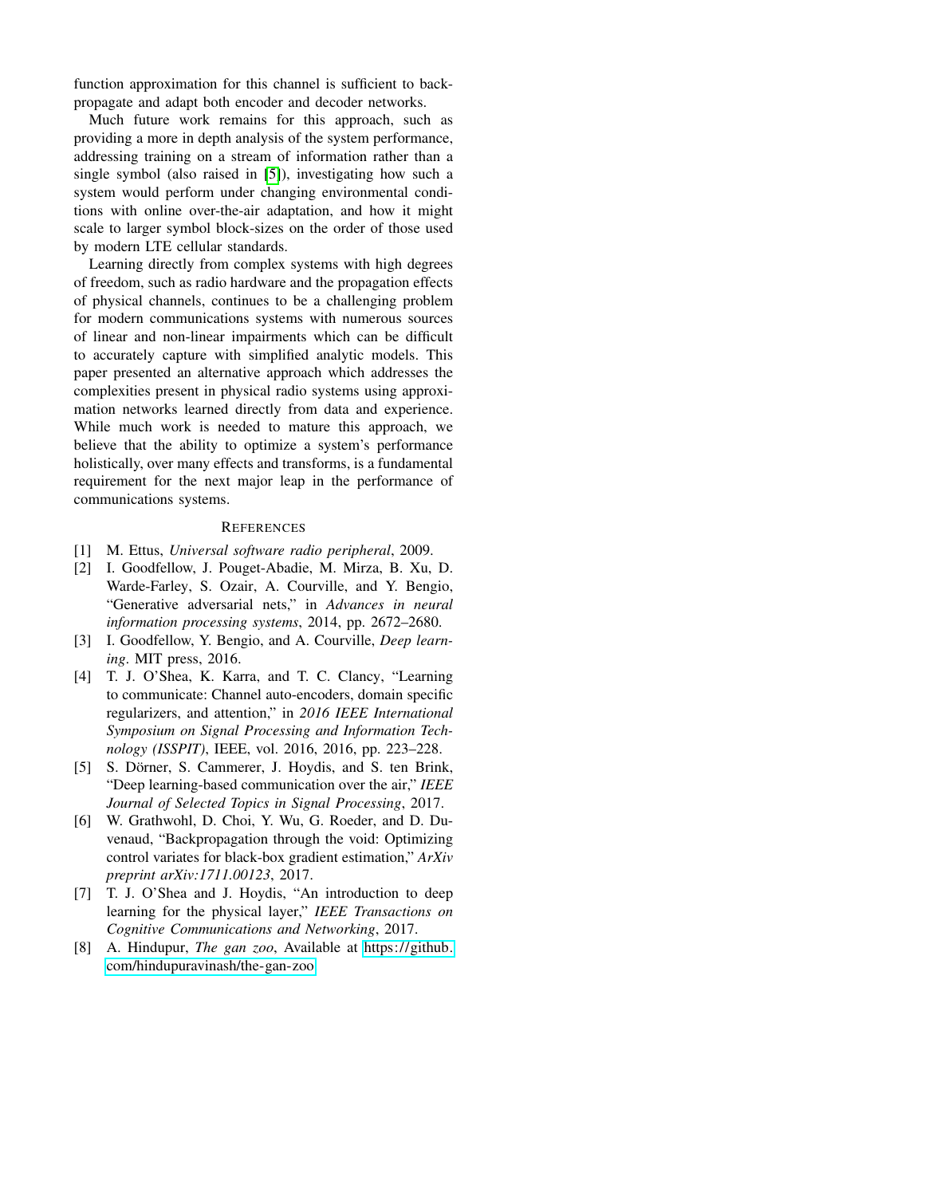function approximation for this channel is sufficient to backpropagate and adapt both encoder and decoder networks.

Much future work remains for this approach, such as providing a more in depth analysis of the system performance, addressing training on a stream of information rather than a single symbol (also raised in [5]), investigating how such a system would perform under changing environmental conditions with online over-the-air adaptation, and how it might scale to larger symbol block-sizes on the order of those used by modern LTE cellular standards.

Learning directly from complex systems with high degrees of freedom, such as radio hardware and the propagation effects of physical channels, continues to be a challenging problem for modern communications systems with numerous sources of linear and non-linear impairments which can be difficult to accurately capture with simplified analytic models. This paper presented an alternative approach which addresses the complexities present in physical radio systems using approximation networks learned directly from data and experience. While much work is needed to mature this approach, we believe that the ability to optimize a system's performance holistically, over many effects and transforms, is a fundamental requirement for the next major leap in the performance of communications systems.

## References

[1] M. Ettus, *Universal software radio peripheral*, 2009.

[2] I. Goodfellow, J. Pouget-Abadie, M. Mirza, B. Xu, D. Warde-Farley, S. Ozair, A. Courville, and Y. Bengio, "Generative adversarial nets," in *Advances in neural information processing systems*, 2014, pp. 2672–2680.

[3] I. Goodfellow, Y. Bengio, and A. Courville, *Deep learning*. MIT press, 2016.

[4] T. J. O'Shea, K. Karra, and T. C. Clancy, "Learning to communicate: Channel auto-encoders, domain specific regularizers, and attention," in *2016 IEEE International Symposium on Signal Processing and Information Technology (ISSPIT)*, IEEE, vol. 2016, 2016, pp. 223–228.

[5] S. Dörner, S. Cammerer, J. Hoydis, and S. ten Brink, "Deep learning-based communication over the air," *IEEE Journal of Selected Topics in Signal Processing*, 2017.

[6] W. Grathwohl, D. Choi, Y. Wu, G. Roeder, and D. Duvenaud, "Backpropagation through the void: Optimizing control variates for black-box gradient estimation," *ArXiv preprint arXiv:1711.00123*, 2017.

[7] T. J. O'Shea and J. Hoydis, "An introduction to deep learning for the physical layer," *IEEE Transactions on Cognitive Communications and Networking*, 2017.

[8] A. Hindupur, *The gan zoo*, Available at https://github.com/hindupuravinash/the-gan-zoo.